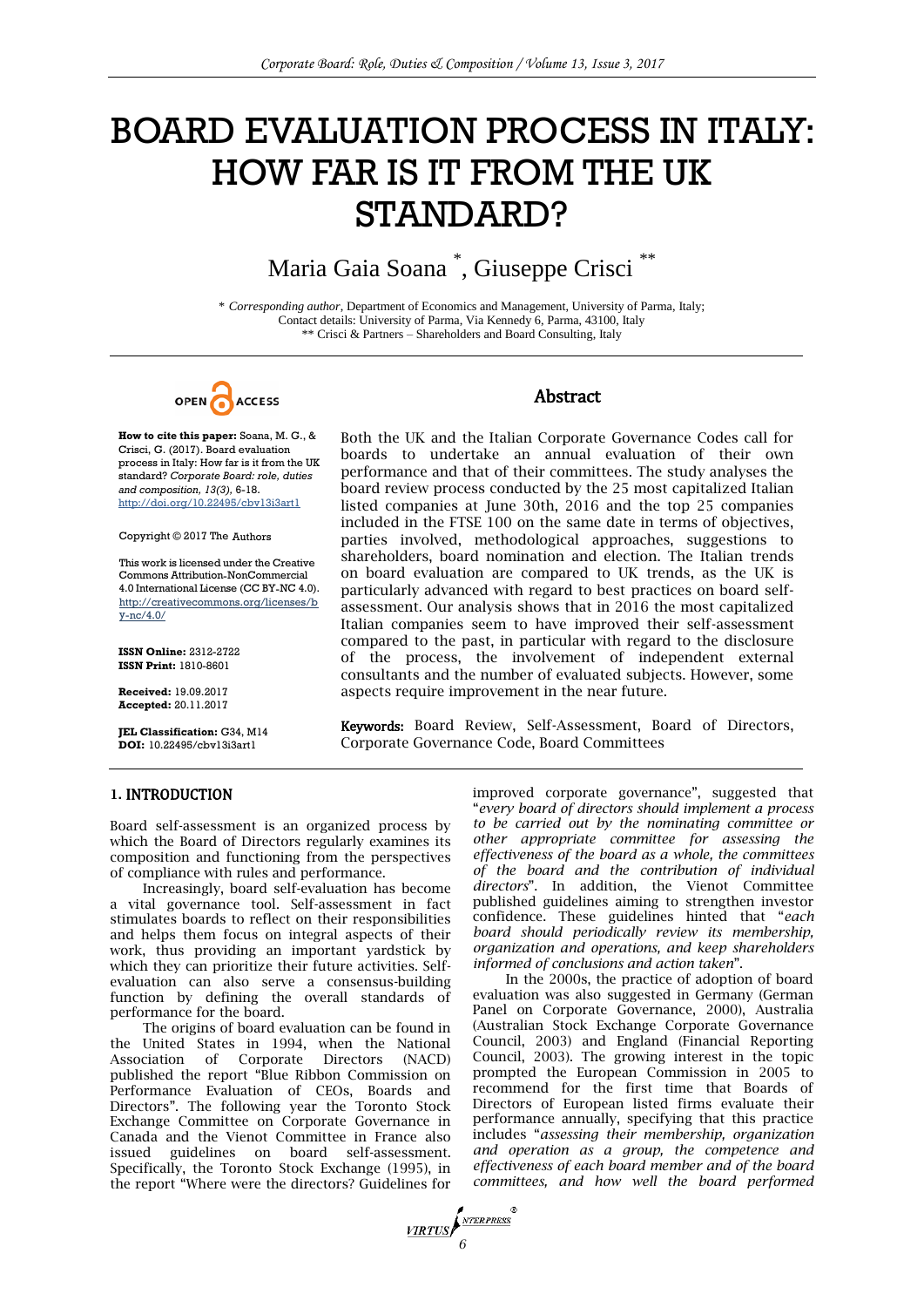# BOARD EVALUATION PROCESS IN ITALY: HOW FAR IS IT FROM THE UK STANDARD?

Maria Gaia Soana [*], Giuseppe Crisci [**]

[*] *Corresponding author*, Department of Economics and Management, University of Parma, Italy; Contact details: University of Parma, Via Kennedy 6, Parma, 43100, Italy
[**] Crisci & Partners – Shareholders and Board Consulting, Italy

OPEN ACCESS

**How to cite this paper:** Soana, M. G., & Crisci, G. (2017). Board evaluation process in Italy: How far is it from the UK standard? *Corporate Board: role, duties and composition, 13(3),* 6-18. http://doi.org/10.22495/cbv13i3art1

Copyright © 2017 The Authors

This work is licensed under the Creative Commons Attribution-NonCommercial 4.0 International License (CC BY-NC 4.0). http://creativecommons.org/licenses/by-nc/4.0/

**ISSN Online:** 2312-2722
**ISSN Print:** 1810-8601

**Received:** 19.09.2017
**Accepted:** 20.11.2017

**JEL Classification:** G34, M14
**DOI:** 10.22495/cbv13i3art1

## Abstract

Both the UK and the Italian Corporate Governance Codes call for boards to undertake an annual evaluation of their own performance and that of their committees. The study analyses the board review process conducted by the 25 most capitalized Italian listed companies at June 30th, 2016 and the top 25 companies included in the FTSE 100 on the same date in terms of objectives, parties involved, methodological approaches, suggestions to shareholders, board nomination and election. The Italian trends on board evaluation are compared to UK trends, as the UK is particularly advanced with regard to best practices on board self-assessment. Our analysis shows that in 2016 the most capitalized Italian companies seem to have improved their self-assessment compared to the past, in particular with regard to the disclosure of the process, the involvement of independent external consultants and the number of evaluated subjects. However, some aspects require improvement in the near future.

**Keywords:** Board Review, Self-Assessment, Board of Directors, Corporate Governance Code, Board Committees

## 1. INTRODUCTION

Board self-assessment is an organized process by which the Board of Directors regularly examines its composition and functioning from the perspectives of compliance with rules and performance.

Increasingly, board self-evaluation has become a vital governance tool. Self-assessment in fact stimulates boards to reflect on their responsibilities and helps them focus on integral aspects of their work, thus providing an important yardstick by which they can prioritize their future activities. Self-evaluation can also serve a consensus-building function by defining the overall standards of performance for the board.

The origins of board evaluation can be found in the United States in 1994, when the National Association of Corporate Directors (NACD) published the report "Blue Ribbon Commission on Performance Evaluation of CEOs, Boards and Directors". The following year the Toronto Stock Exchange Committee on Corporate Governance in Canada and the Vienot Committee in France also issued guidelines on board self-assessment. Specifically, the Toronto Stock Exchange (1995), in the report "Where were the directors? Guidelines for improved corporate governance", suggested that "*every board of directors should implement a process to be carried out by the nominating committee or other appropriate committee for assessing the effectiveness of the board as a whole, the committees of the board and the contribution of individual directors*". In addition, the Vienot Committee published guidelines aiming to strengthen investor confidence. These guidelines hinted that "*each board should periodically review its membership, organization and operations, and keep shareholders informed of conclusions and action taken*".

In the 2000s, the practice of adoption of board evaluation was also suggested in Germany (German Panel on Corporate Governance, 2000), Australia (Australian Stock Exchange Corporate Governance Council, 2003) and England (Financial Reporting Council, 2003). The growing interest in the topic prompted the European Commission in 2005 to recommend for the first time that Boards of Directors of European listed firms evaluate their performance annually, specifying that this practice includes "*assessing their membership, organization and operation as a group, the competence and effectiveness of each board member and of the board committees, and how well the board performed*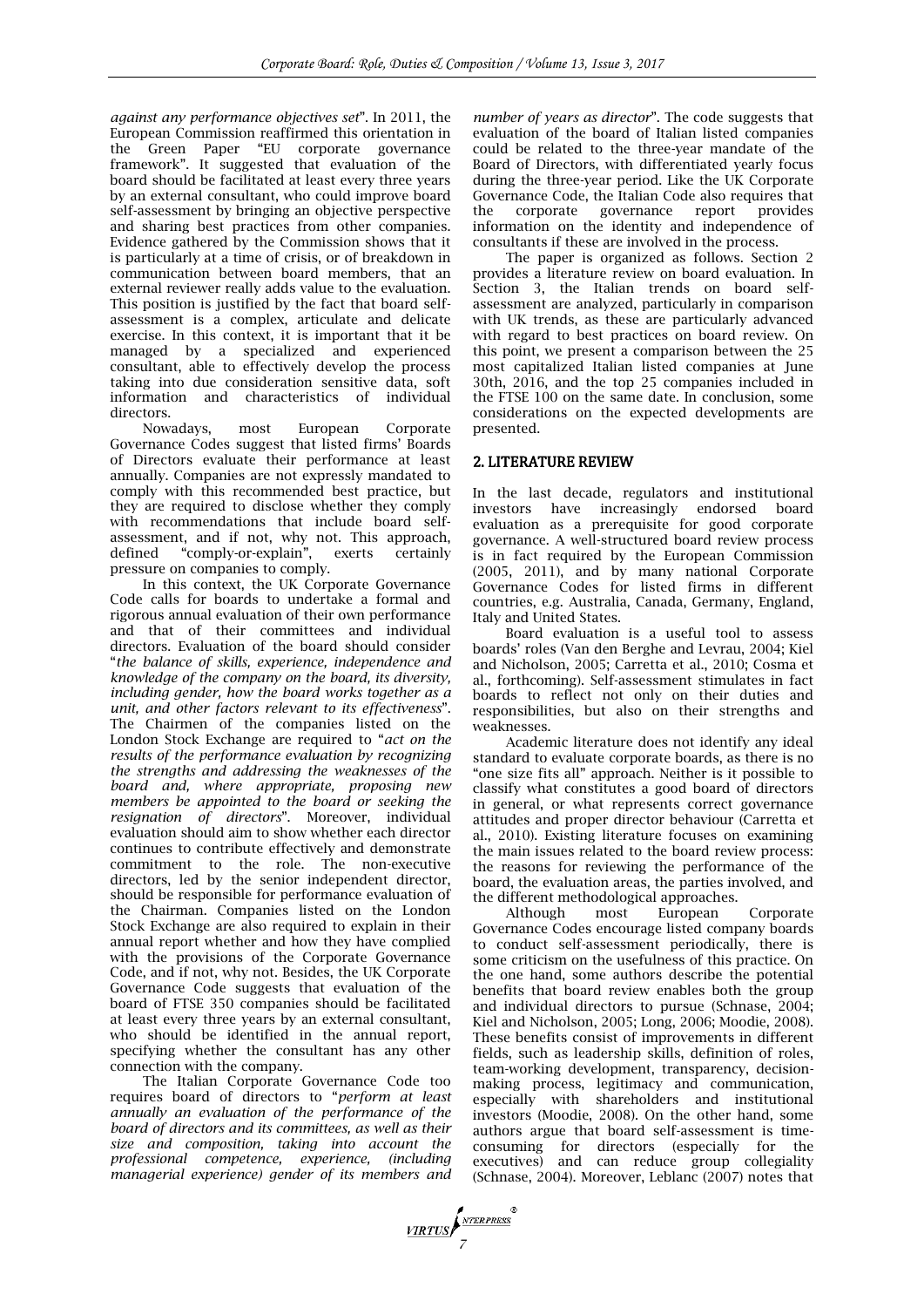*against any performance objectives set*". In 2011, the European Commission reaffirmed this orientation in the Green Paper "EU corporate governance framework". It suggested that evaluation of the board should be facilitated at least every three years by an external consultant, who could improve board self-assessment by bringing an objective perspective and sharing best practices from other companies. Evidence gathered by the Commission shows that it is particularly at a time of crisis, or of breakdown in communication between board members, that an external reviewer really adds value to the evaluation. This position is justified by the fact that board self-assessment is a complex, articulate and delicate exercise. In this context, it is important that it be managed by a specialized and experienced consultant, able to effectively develop the process taking into due consideration sensitive data, soft information and characteristics of individual directors.

Nowadays, most European Corporate Governance Codes suggest that listed firms' Boards of Directors evaluate their performance at least annually. Companies are not expressly mandated to comply with this recommended best practice, but they are required to disclose whether they comply with recommendations that include board self-assessment, and if not, why not. This approach, defined "comply-or-explain", exerts certainly pressure on companies to comply.

In this context, the UK Corporate Governance Code calls for boards to undertake a formal and rigorous annual evaluation of their own performance and that of their committees and individual directors. Evaluation of the board should consider "*the balance of skills, experience, independence and knowledge of the company on the board, its diversity, including gender, how the board works together as a unit, and other factors relevant to its effectiveness*". The Chairmen of the companies listed on the London Stock Exchange are required to "*act on the results of the performance evaluation by recognizing the strengths and addressing the weaknesses of the board and, where appropriate, proposing new members be appointed to the board or seeking the resignation of directors*". Moreover, individual evaluation should aim to show whether each director continues to contribute effectively and demonstrate commitment to the role. The non-executive directors, led by the senior independent director, should be responsible for performance evaluation of the Chairman. Companies listed on the London Stock Exchange are also required to explain in their annual report whether and how they have complied with the provisions of the Corporate Governance Code, and if not, why not. Besides, the UK Corporate Governance Code suggests that evaluation of the board of FTSE 350 companies should be facilitated at least every three years by an external consultant, who should be identified in the annual report, specifying whether the consultant has any other connection with the company.

The Italian Corporate Governance Code too requires board of directors to "*perform at least annually an evaluation of the performance of the board of directors and its committees, as well as their size and composition, taking into account the professional competence, experience, (including managerial experience) gender of its members and number of years as director*". The code suggests that evaluation of the board of Italian listed companies could be related to the three-year mandate of the Board of Directors, with differentiated yearly focus during the three-year period. Like the UK Corporate Governance Code, the Italian Code also requires that the corporate governance report provides information on the identity and independence of consultants if these are involved in the process.

The paper is organized as follows. Section 2 provides a literature review on board evaluation. In Section 3, the Italian trends on board self-assessment are analyzed, particularly in comparison with UK trends, as these are particularly advanced with regard to best practices on board review. On this point, we present a comparison between the 25 most capitalized Italian listed companies at June 30th, 2016, and the top 25 companies included in the FTSE 100 on the same date. In conclusion, some considerations on the expected developments are presented.

## 2. LITERATURE REVIEW

In the last decade, regulators and institutional investors have increasingly endorsed board evaluation as a prerequisite for good corporate governance. A well-structured board review process is in fact required by the European Commission (2005, 2011), and by many national Corporate Governance Codes for listed firms in different countries, e.g. Australia, Canada, Germany, England, Italy and United States.

Board evaluation is a useful tool to assess boards' roles (Van den Berghe and Levrau, 2004; Kiel and Nicholson, 2005; Carretta et al., 2010; Cosma et al., forthcoming). Self-assessment stimulates in fact boards to reflect not only on their duties and responsibilities, but also on their strengths and weaknesses.

Academic literature does not identify any ideal standard to evaluate corporate boards, as there is no "one size fits all" approach. Neither is it possible to classify what constitutes a good board of directors in general, or what represents correct governance attitudes and proper director behaviour (Carretta et al., 2010). Existing literature focuses on examining the main issues related to the board review process: the reasons for reviewing the performance of the board, the evaluation areas, the parties involved, and the different methodological approaches.

Although most European Corporate Governance Codes encourage listed company boards to conduct self-assessment periodically, there is some criticism on the usefulness of this practice. On the one hand, some authors describe the potential benefits that board review enables both the group and individual directors to pursue (Schnase, 2004; Kiel and Nicholson, 2005; Long, 2006; Moodie, 2008). These benefits consist of improvements in different fields, such as leadership skills, definition of roles, team-working development, transparency, decision-making process, legitimacy and communication, especially with shareholders and institutional investors (Moodie, 2008). On the other hand, some authors argue that board self-assessment is time-consuming for directors (especially for the executives) and can reduce group collegiality (Schnase, 2004). Moreover, Leblanc (2007) notes that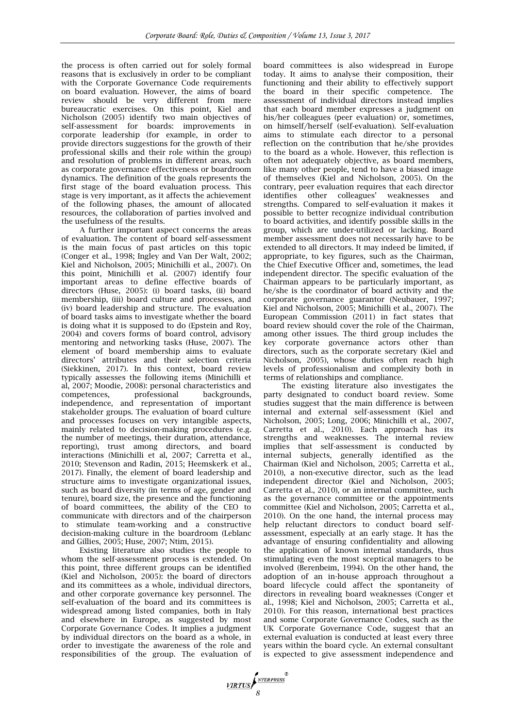the process is often carried out for solely formal reasons that is exclusively in order to be compliant with the Corporate Governance Code requirements on board evaluation. However, the aims of board review should be very different from mere bureaucratic exercises. On this point, Kiel and Nicholson (2005) identify two main objectives of self-assessment for boards: improvements in corporate leadership (for example, in order to provide directors suggestions for the growth of their professional skills and their role within the group) and resolution of problems in different areas, such as corporate governance effectiveness or boardroom dynamics. The definition of the goals represents the first stage of the board evaluation process. This stage is very important, as it affects the achievement of the following phases, the amount of allocated resources, the collaboration of parties involved and the usefulness of the results.

A further important aspect concerns the areas of evaluation. The content of board self-assessment is the main focus of past articles on this topic (Conger et al., 1998; Ingley and Van Der Walt, 2002; Kiel and Nicholson, 2005; Minichilli et al., 2007). On this point, Minichilli et al. (2007) identify four important areas to define effective boards of directors (Huse, 2005): (i) board tasks, (ii) board membership, (iii) board culture and processes, and (iv) board leadership and structure. The evaluation of board tasks aims to investigate whether the board is doing what it is supposed to do (Epstein and Roy, 2004) and covers forms of board control, advisory mentoring and networking tasks (Huse, 2007). The element of board membership aims to evaluate directors' attributes and their selection criteria (Siekkinen, 2017). In this context, board review typically assesses the following items (Minichilli et al, 2007; Moodie, 2008): personal characteristics and competences, professional backgrounds, independence, and representation of important stakeholder groups. The evaluation of board culture and processes focuses on very intangible aspects, mainly related to decision-making procedures (e.g. the number of meetings, their duration, attendance, reporting), trust among directors, and board interactions (Minichilli et al, 2007; Carretta et al., 2010; Stevenson and Radin, 2015; Heemskerk et al., 2017). Finally, the element of board leadership and structure aims to investigate organizational issues, such as board diversity (in terms of age, gender and tenure), board size, the presence and the functioning of board committees, the ability of the CEO to communicate with directors and of the chairperson to stimulate team-working and a constructive decision-making culture in the boardroom (Leblanc and Gillies, 2005; Huse, 2007; Ntim, 2015).

Existing literature also studies the people to whom the self-assessment process is extended. On this point, three different groups can be identified (Kiel and Nicholson, 2005): the board of directors and its committees as a whole, individual directors, and other corporate governance key personnel. The self-evaluation of the board and its committees is widespread among listed companies, both in Italy and elsewhere in Europe, as suggested by most Corporate Governance Codes. It implies a judgment by individual directors on the board as a whole, in order to investigate the awareness of the role and responsibilities of the group. The evaluation of board committees is also widespread in Europe today. It aims to analyse their composition, their functioning and their ability to effectively support the board in their specific competence. The assessment of individual directors instead implies that each board member expresses a judgment on his/her colleagues (peer evaluation) or, sometimes, on himself/herself (self-evaluation). Self-evaluation aims to stimulate each director to a personal reflection on the contribution that he/she provides to the board as a whole. However, this reflection is often not adequately objective, as board members, like many other people, tend to have a biased image of themselves (Kiel and Nicholson, 2005). On the contrary, peer evaluation requires that each director identifies other colleagues' weaknesses and strengths. Compared to self-evaluation it makes it possible to better recognize individual contribution to board activities, and identify possible skills in the group, which are under-utilized or lacking. Board member assessment does not necessarily have to be extended to all directors. It may indeed be limited, if appropriate, to key figures, such as the Chairman, the Chief Executive Officer and, sometimes, the lead independent director. The specific evaluation of the Chairman appears to be particularly important, as he/she is the coordinator of board activity and the corporate governance guarantor (Neubauer, 1997; Kiel and Nicholson, 2005; Minichilli et al., 2007). The European Commission (2011) in fact states that board review should cover the role of the Chairman, among other issues. The third group includes the key corporate governance actors other than directors, such as the corporate secretary (Kiel and Nicholson, 2005), whose duties often reach high levels of professionalism and complexity both in terms of relationships and compliance.

The existing literature also investigates the party designated to conduct board review. Some studies suggest that the main difference is between internal and external self-assessment (Kiel and Nicholson, 2005; Long, 2006; Minichilli et al., 2007, Carretta et al., 2010). Each approach has its strengths and weaknesses. The internal review implies that self-assessment is conducted by internal subjects, generally identified as the Chairman (Kiel and Nicholson, 2005; Carretta et al., 2010), a non-executive director, such as the lead independent director (Kiel and Nicholson, 2005; Carretta et al., 2010), or an internal committee, such as the governance committee or the appointments committee (Kiel and Nicholson, 2005; Carretta et al., 2010). On the one hand, the internal process may help reluctant directors to conduct board self-assessment, especially at an early stage. It has the advantage of ensuring confidentiality and allowing the application of known internal standards, thus stimulating even the most sceptical managers to be involved (Berenbeim, 1994). On the other hand, the adoption of an in-house approach throughout a board lifecycle could affect the spontaneity of directors in revealing board weaknesses (Conger et al., 1998; Kiel and Nicholson, 2005; Carretta et al., 2010). For this reason, international best practices and some Corporate Governance Codes, such as the UK Corporate Governance Code, suggest that an external evaluation is conducted at least every three years within the board cycle. An external consultant is expected to give assessment independence and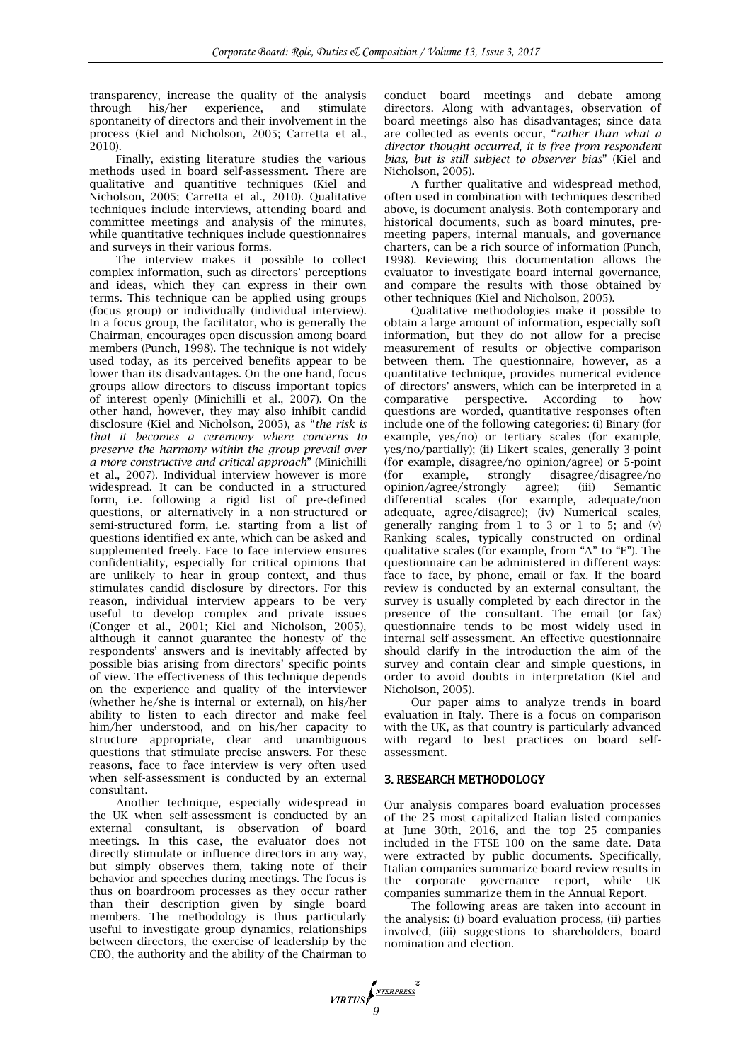transparency, increase the quality of the analysis through his/her experience, and stimulate spontaneity of directors and their involvement in the process (Kiel and Nicholson, 2005; Carretta et al., 2010).

Finally, existing literature studies the various methods used in board self-assessment. There are qualitative and quantitive techniques (Kiel and Nicholson, 2005; Carretta et al., 2010). Qualitative techniques include interviews, attending board and committee meetings and analysis of the minutes, while quantitative techniques include questionnaires and surveys in their various forms.

The interview makes it possible to collect complex information, such as directors' perceptions and ideas, which they can express in their own terms. This technique can be applied using groups (focus group) or individually (individual interview). In a focus group, the facilitator, who is generally the Chairman, encourages open discussion among board members (Punch, 1998). The technique is not widely used today, as its perceived benefits appear to be lower than its disadvantages. On the one hand, focus groups allow directors to discuss important topics of interest openly (Minichilli et al., 2007). On the other hand, however, they may also inhibit candid disclosure (Kiel and Nicholson, 2005), as "*the risk is that it becomes a ceremony where concerns to preserve the harmony within the group prevail over a more constructive and critical approach*" (Minichilli et al., 2007). Individual interview however is more widespread. It can be conducted in a structured form, i.e. following a rigid list of pre-defined questions, or alternatively in a non-structured or semi-structured form, i.e. starting from a list of questions identified ex ante, which can be asked and supplemented freely. Face to face interview ensures confidentiality, especially for critical opinions that are unlikely to hear in group context, and thus stimulates candid disclosure by directors. For this reason, individual interview appears to be very useful to develop complex and private issues (Conger et al., 2001; Kiel and Nicholson, 2005), although it cannot guarantee the honesty of the respondents' answers and is inevitably affected by possible bias arising from directors' specific points of view. The effectiveness of this technique depends on the experience and quality of the interviewer (whether he/she is internal or external), on his/her ability to listen to each director and make feel him/her understood, and on his/her capacity to structure appropriate, clear and unambiguous questions that stimulate precise answers. For these reasons, face to face interview is very often used when self-assessment is conducted by an external consultant.

Another technique, especially widespread in the UK when self-assessment is conducted by an external consultant, is observation of board meetings. In this case, the evaluator does not directly stimulate or influence directors in any way, but simply observes them, taking note of their behavior and speeches during meetings. The focus is thus on boardroom processes as they occur rather than their description given by single board members. The methodology is thus particularly useful to investigate group dynamics, relationships between directors, the exercise of leadership by the CEO, the authority and the ability of the Chairman to conduct board meetings and debate among directors. Along with advantages, observation of board meetings also has disadvantages; since data are collected as events occur, "*rather than what a director thought occurred, it is free from respondent bias, but is still subject to observer bias*" (Kiel and Nicholson, 2005).

A further qualitative and widespread method, often used in combination with techniques described above, is document analysis. Both contemporary and historical documents, such as board minutes, pre-meeting papers, internal manuals, and governance charters, can be a rich source of information (Punch, 1998). Reviewing this documentation allows the evaluator to investigate board internal governance, and compare the results with those obtained by other techniques (Kiel and Nicholson, 2005).

Qualitative methodologies make it possible to obtain a large amount of information, especially soft information, but they do not allow for a precise measurement of results or objective comparison between them. The questionnaire, however, as a quantitative technique, provides numerical evidence of directors' answers, which can be interpreted in a comparative perspective. According to how questions are worded, quantitative responses often include one of the following categories: (i) Binary (for example, yes/no) or tertiary scales (for example, yes/no/partially); (ii) Likert scales, generally 3-point (for example, disagree/no opinion/agree) or 5-point (for example, strongly disagree/disagree/no opinion/agree/strongly agree); (iii) Semantic differential scales (for example, adequate/non adequate, agree/disagree); (iv) Numerical scales, generally ranging from 1 to 3 or 1 to 5; and (v) Ranking scales, typically constructed on ordinal qualitative scales (for example, from "A" to "E"). The questionnaire can be administered in different ways: face to face, by phone, email or fax. If the board review is conducted by an external consultant, the survey is usually completed by each director in the presence of the consultant. The email (or fax) questionnaire tends to be most widely used in internal self-assessment. An effective questionnaire should clarify in the introduction the aim of the survey and contain clear and simple questions, in order to avoid doubts in interpretation (Kiel and Nicholson, 2005).

Our paper aims to analyze trends in board evaluation in Italy. There is a focus on comparison with the UK, as that country is particularly advanced with regard to best practices on board self-assessment.

## 3. RESEARCH METHODOLOGY

Our analysis compares board evaluation processes of the 25 most capitalized Italian listed companies at June 30th, 2016, and the top 25 companies included in the FTSE 100 on the same date. Data were extracted by public documents. Specifically, Italian companies summarize board review results in the corporate governance report, while UK companies summarize them in the Annual Report.

The following areas are taken into account in the analysis: (i) board evaluation process, (ii) parties involved, (iii) suggestions to shareholders, board nomination and election.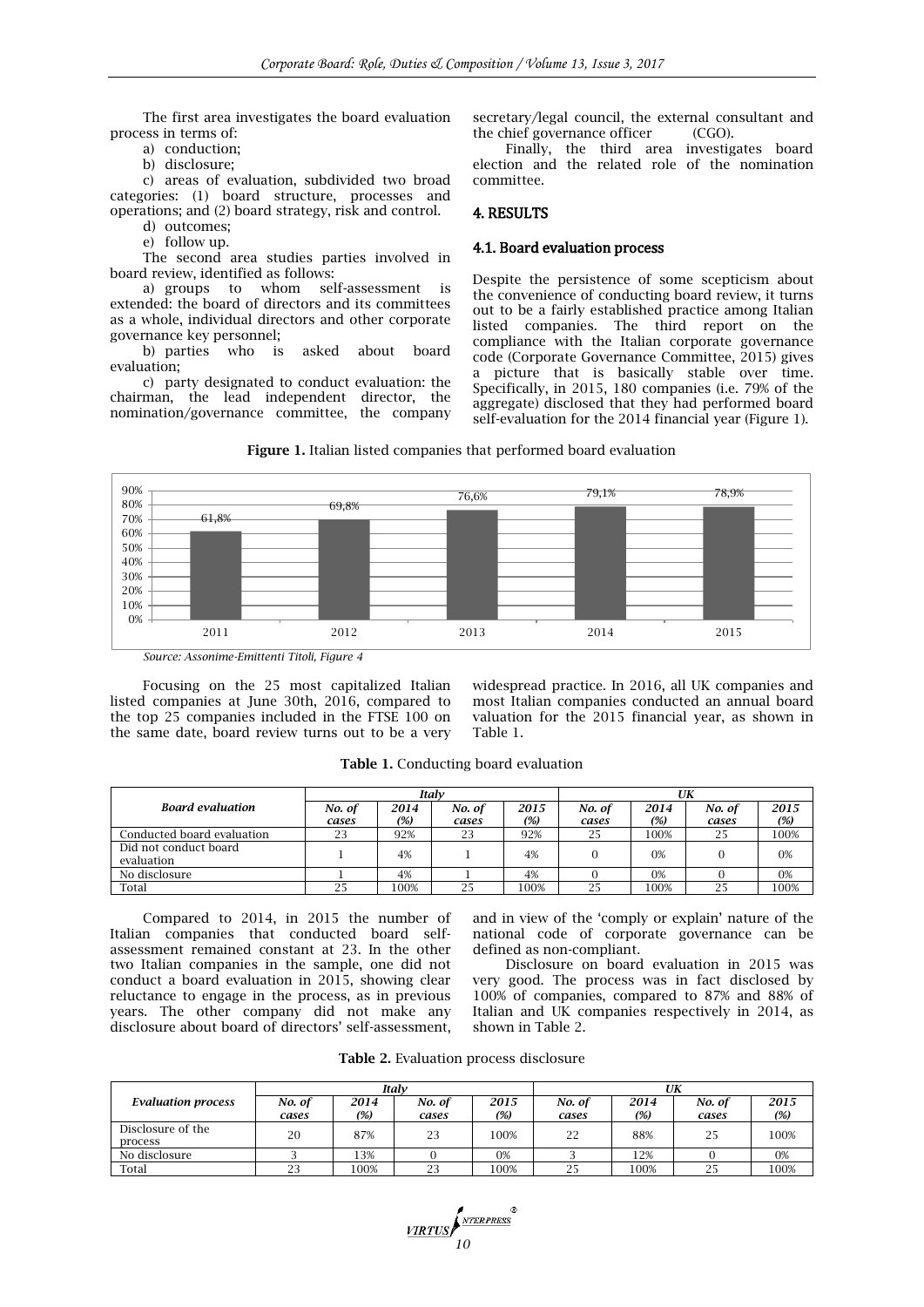The first area investigates the board evaluation process in terms of:

a) conduction;

b) disclosure;

c) areas of evaluation, subdivided two broad categories: (1) board structure, processes and operations; and (2) board strategy, risk and control.

d) outcomes;

e) follow up.

The second area studies parties involved in board review, identified as follows:

a) groups to whom self-assessment is extended: the board of directors and its committees as a whole, individual directors and other corporate governance key personnel;

b) parties who is asked about board evaluation;

c) party designated to conduct evaluation: the chairman, the lead independent director, the nomination/governance committee, the company secretary/legal council, the external consultant and the chief governance officer (CGO).

Finally, the third area investigates board election and the related role of the nomination committee.

## 4. RESULTS

### 4.1. Board evaluation process

Despite the persistence of some scepticism about the convenience of conducting board review, it turns out to be a fairly established practice among Italian listed companies. The third report on the compliance with the Italian corporate governance code (Corporate Governance Committee, 2015) gives a picture that is basically stable over time. Specifically, in 2015, 180 companies (i.e. 79% of the aggregate) disclosed that they had performed board self-evaluation for the 2014 financial year (Figure 1).

**Figure 1.** Italian listed companies that performed board evaluation

| Year | % |
|---|---|
| 2011 | 61,8% |
| 2012 | 69,8% |
| 2013 | 76,6% |
| 2014 | 79,1% |
| 2015 | 78,9% |

*Source: Assonime-Emittenti Titoli, Figure 4*

Focusing on the 25 most capitalized Italian listed companies at June 30th, 2016, compared to the top 25 companies included in the FTSE 100 on the same date, board review turns out to be a very widespread practice. In 2016, all UK companies and most Italian companies conducted an annual board valuation for the 2015 financial year, as shown in Table 1.

**Table 1.** Conducting board evaluation

| *Board evaluation* | *Italy* | | | | *UK* | | | |
|---|---|---|---|---|---|---|---|---|
| | *No. of cases* | *2014 (%)* | *No. of cases* | *2015 (%)* | *No. of cases* | *2014 (%)* | *No. of cases* | *2015 (%)* |
| Conducted board evaluation | 23 | 92% | 23 | 92% | 25 | 100% | 25 | 100% |
| Did not conduct board evaluation | 1 | 4% | 1 | 4% | 0 | 0% | 0 | 0% |
| No disclosure | 1 | 4% | 1 | 4% | 0 | 0% | 0 | 0% |
| Total | 25 | 100% | 25 | 100% | 25 | 100% | 25 | 100% |

Compared to 2014, in 2015 the number of Italian companies that conducted board self-assessment remained constant at 23. In the other two Italian companies in the sample, one did not conduct a board evaluation in 2015, showing clear reluctance to engage in the process, as in previous years. The other company did not make any disclosure about board of directors' self-assessment, and in view of the 'comply or explain' nature of the national code of corporate governance can be defined as non-compliant.

Disclosure on board evaluation in 2015 was very good. The process was in fact disclosed by 100% of companies, compared to 87% and 88% of Italian and UK companies respectively in 2014, as shown in Table 2.

**Table 2.** Evaluation process disclosure

| *Evaluation process* | *Italy* | | | | *UK* | | | |
|---|---|---|---|---|---|---|---|---|
| | *No. of cases* | *2014 (%)* | *No. of cases* | *2015 (%)* | *No. of cases* | *2014 (%)* | *No. of cases* | *2015 (%)* |
| Disclosure of the process | 20 | 87% | 23 | 100% | 22 | 88% | 25 | 100% |
| No disclosure | 3 | 13% | 0 | 0% | 3 | 12% | 0 | 0% |
| Total | 23 | 100% | 23 | 100% | 25 | 100% | 25 | 100% |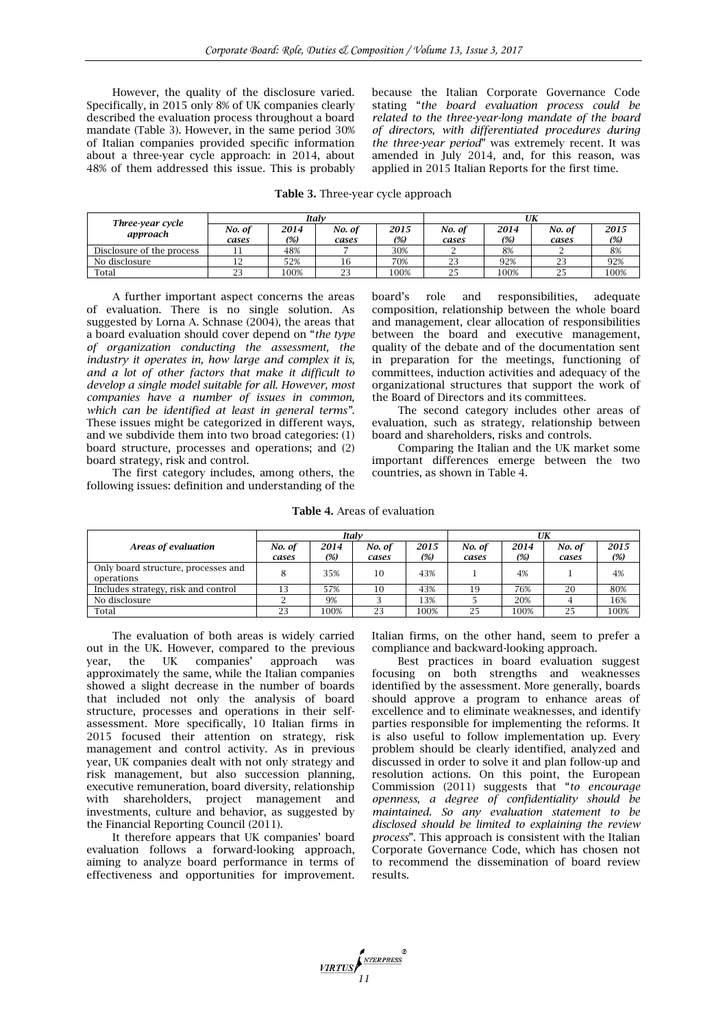However, the quality of the disclosure varied. Specifically, in 2015 only 8% of UK companies clearly described the evaluation process throughout a board mandate (Table 3). However, in the same period 30% of Italian companies provided specific information about a three-year cycle approach: in 2014, about 48% of them addressed this issue. This is probably because the Italian Corporate Governance Code stating "*the board evaluation process could be related to the three-year-long mandate of the board of directors, with differentiated procedures during the three-year period*" was extremely recent. It was amended in July 2014, and, for this reason, was applied in 2015 Italian Reports for the first time.

**Table 3.** Three-year cycle approach

| *Three-year cycle approach* | *Italy* | | | | *UK* | | | |
|---|---|---|---|---|---|---|---|---|
| | *No. of cases* | *2014 (%)* | *No. of cases* | *2015 (%)* | *No. of cases* | *2014 (%)* | *No. of cases* | *2015 (%)* |
| Disclosure of the process | 11 | 48% | 7 | 30% | 2 | 8% | 2 | 8% |
| No disclosure | 12 | 52% | 16 | 70% | 23 | 92% | 23 | 92% |
| Total | 23 | 100% | 23 | 100% | 25 | 100% | 25 | 100% |

A further important aspect concerns the areas of evaluation. There is no single solution. As suggested by Lorna A. Schnase (2004), the areas that a board evaluation should cover depend on "*the type of organization conducting the assessment, the industry it operates in, how large and complex it is, and a lot of other factors that make it difficult to develop a single model suitable for all. However, most companies have a number of issues in common, which can be identified at least in general terms*". These issues might be categorized in different ways, and we subdivide them into two broad categories: (1) board structure, processes and operations; and (2) board strategy, risk and control.

The first category includes, among others, the following issues: definition and understanding of the board's role and responsibilities, adequate composition, relationship between the whole board and management, clear allocation of responsibilities between the board and executive management, quality of the debate and of the documentation sent in preparation for the meetings, functioning of committees, induction activities and adequacy of the organizational structures that support the work of the Board of Directors and its committees.

The second category includes other areas of evaluation, such as strategy, relationship between board and shareholders, risks and controls.

Comparing the Italian and the UK market some important differences emerge between the two countries, as shown in Table 4.

**Table 4.** Areas of evaluation

| *Areas of evaluation* | *Italy* | | | | *UK* | | | |
|---|---|---|---|---|---|---|---|---|
| | *No. of cases* | *2014 (%)* | *No. of cases* | *2015 (%)* | *No. of cases* | *2014 (%)* | *No. of cases* | *2015 (%)* |
| Only board structure, processes and operations | 8 | 35% | 10 | 43% | 1 | 4% | 1 | 4% |
| Includes strategy, risk and control | 13 | 57% | 10 | 43% | 19 | 76% | 20 | 80% |
| No disclosure | 2 | 9% | 3 | 13% | 5 | 20% | 4 | 16% |
| Total | 23 | 100% | 23 | 100% | 25 | 100% | 25 | 100% |

The evaluation of both areas is widely carried out in the UK. However, compared to the previous year, the UK companies' approach was approximately the same, while the Italian companies showed a slight decrease in the number of boards that included not only the analysis of board structure, processes and operations in their self-assessment. More specifically, 10 Italian firms in 2015 focused their attention on strategy, risk management and control activity. As in previous year, UK companies dealt with not only strategy and risk management, but also succession planning, executive remuneration, board diversity, relationship with shareholders, project management and investments, culture and behavior, as suggested by the Financial Reporting Council (2011).

It therefore appears that UK companies' board evaluation follows a forward-looking approach, aiming to analyze board performance in terms of effectiveness and opportunities for improvement. Italian firms, on the other hand, seem to prefer a compliance and backward-looking approach.

Best practices in board evaluation suggest focusing on both strengths and weaknesses identified by the assessment. More generally, boards should approve a program to enhance areas of excellence and to eliminate weaknesses, and identify parties responsible for implementing the reforms. It is also useful to follow implementation up. Every problem should be clearly identified, analyzed and discussed in order to solve it and plan follow-up and resolution actions. On this point, the European Commission (2011) suggests that "*to encourage openness, a degree of confidentiality should be maintained. So any evaluation statement to be disclosed should be limited to explaining the review process*". This approach is consistent with the Italian Corporate Governance Code, which has chosen not to recommend the dissemination of board review results.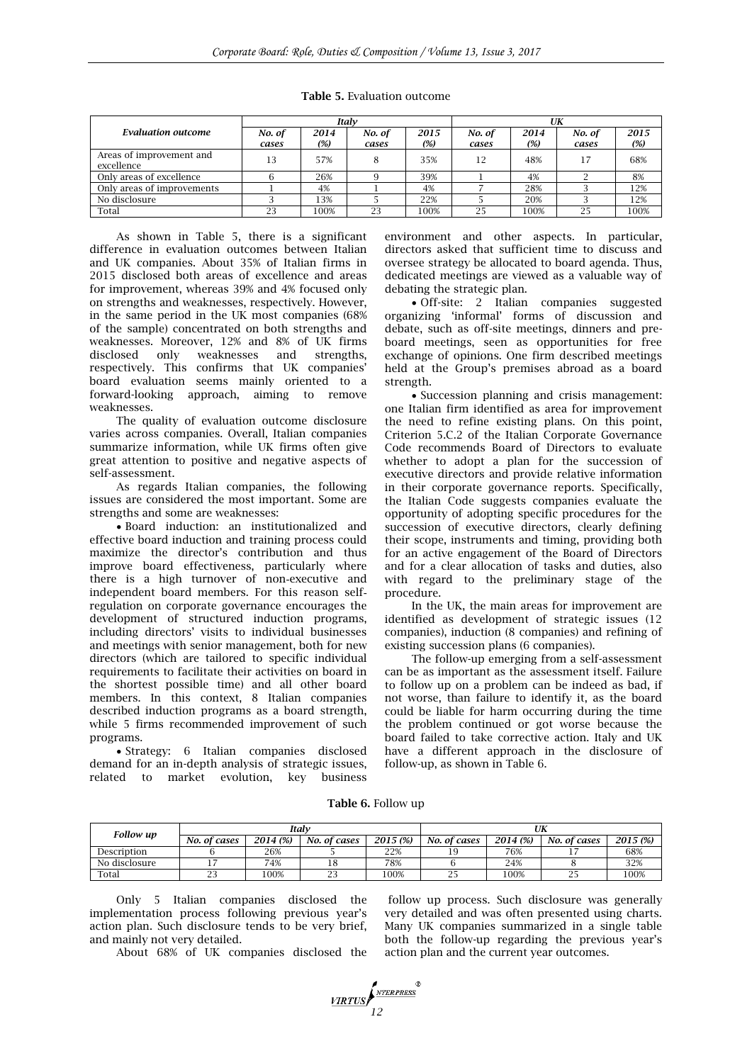**Table 5.** Evaluation outcome

| *Evaluation outcome* | *Italy* | | | | *UK* | | | |
|---|---|---|---|---|---|---|---|---|
| | *No. of cases* | *2014 (%)* | *No. of cases* | *2015 (%)* | *No. of cases* | *2014 (%)* | *No. of cases* | *2015 (%)* |
| Areas of improvement and excellence | 13 | 57% | 8 | 35% | 12 | 48% | 17 | 68% |
| Only areas of excellence | 6 | 26% | 9 | 39% | 1 | 4% | 2 | 8% |
| Only areas of improvements | 1 | 4% | 1 | 4% | 7 | 28% | 3 | 12% |
| No disclosure | 3 | 13% | 5 | 22% | 5 | 20% | 3 | 12% |
| Total | 23 | 100% | 23 | 100% | 25 | 100% | 25 | 100% |

As shown in Table 5, there is a significant difference in evaluation outcomes between Italian and UK companies. About 35% of Italian firms in 2015 disclosed both areas of excellence and areas for improvement, whereas 39% and 4% focused only on strengths and weaknesses, respectively. However, in the same period in the UK most companies (68% of the sample) concentrated on both strengths and weaknesses. Moreover, 12% and 8% of UK firms disclosed only weaknesses and strengths, respectively. This confirms that UK companies' board evaluation seems mainly oriented to a forward-looking approach, aiming to remove weaknesses.

The quality of evaluation outcome disclosure varies across companies. Overall, Italian companies summarize information, while UK firms often give great attention to positive and negative aspects of self-assessment.

As regards Italian companies, the following issues are considered the most important. Some are strengths and some are weaknesses:

- Board induction: an institutionalized and effective board induction and training process could maximize the director's contribution and thus improve board effectiveness, particularly where there is a high turnover of non-executive and independent board members. For this reason self-regulation on corporate governance encourages the development of structured induction programs, including directors' visits to individual businesses and meetings with senior management, both for new directors (which are tailored to specific individual requirements to facilitate their activities on board in the shortest possible time) and all other board members. In this context, 8 Italian companies described induction programs as a board strength, while 5 firms recommended improvement of such programs.
- Strategy: 6 Italian companies disclosed demand for an in-depth analysis of strategic issues, related to market evolution, key business environment and other aspects. In particular, directors asked that sufficient time to discuss and oversee strategy be allocated to board agenda. Thus, dedicated meetings are viewed as a valuable way of debating the strategic plan.
- Off-site: 2 Italian companies suggested organizing 'informal' forms of discussion and debate, such as off-site meetings, dinners and pre-board meetings, seen as opportunities for free exchange of opinions. One firm described meetings held at the Group's premises abroad as a board strength.
- Succession planning and crisis management: one Italian firm identified as area for improvement the need to refine existing plans. On this point, Criterion 5.C.2 of the Italian Corporate Governance Code recommends Board of Directors to evaluate whether to adopt a plan for the succession of executive directors and provide relative information in their corporate governance reports. Specifically, the Italian Code suggests companies evaluate the opportunity of adopting specific procedures for the succession of executive directors, clearly defining their scope, instruments and timing, providing both for an active engagement of the Board of Directors and for a clear allocation of tasks and duties, also with regard to the preliminary stage of the procedure.

In the UK, the main areas for improvement are identified as development of strategic issues (12 companies), induction (8 companies) and refining of existing succession plans (6 companies).

The follow-up emerging from a self-assessment can be as important as the assessment itself. Failure to follow up on a problem can be indeed as bad, if not worse, than failure to identify it, as the board could be liable for harm occurring during the time the problem continued or got worse because the board failed to take corrective action. Italy and UK have a different approach in the disclosure of follow-up, as shown in Table 6.

**Table 6.** Follow up

| *Follow up* | *Italy* | | | | *UK* | | | |
|---|---|---|---|---|---|---|---|---|
| | *No. of cases* | *2014 (%)* | *No. of cases* | *2015 (%)* | *No. of cases* | *2014 (%)* | *No. of cases* | *2015 (%)* |
| Description | 6 | 26% | 5 | 22% | 19 | 76% | 17 | 68% |
| No disclosure | 17 | 74% | 18 | 78% | 6 | 24% | 8 | 32% |
| Total | 23 | 100% | 23 | 100% | 25 | 100% | 25 | 100% |

Only 5 Italian companies disclosed the implementation process following previous year's action plan. Such disclosure tends to be very brief, and mainly not very detailed.

About 68% of UK companies disclosed the follow up process. Such disclosure was generally very detailed and was often presented using charts. Many UK companies summarized in a single table both the follow-up regarding the previous year's action plan and the current year outcomes.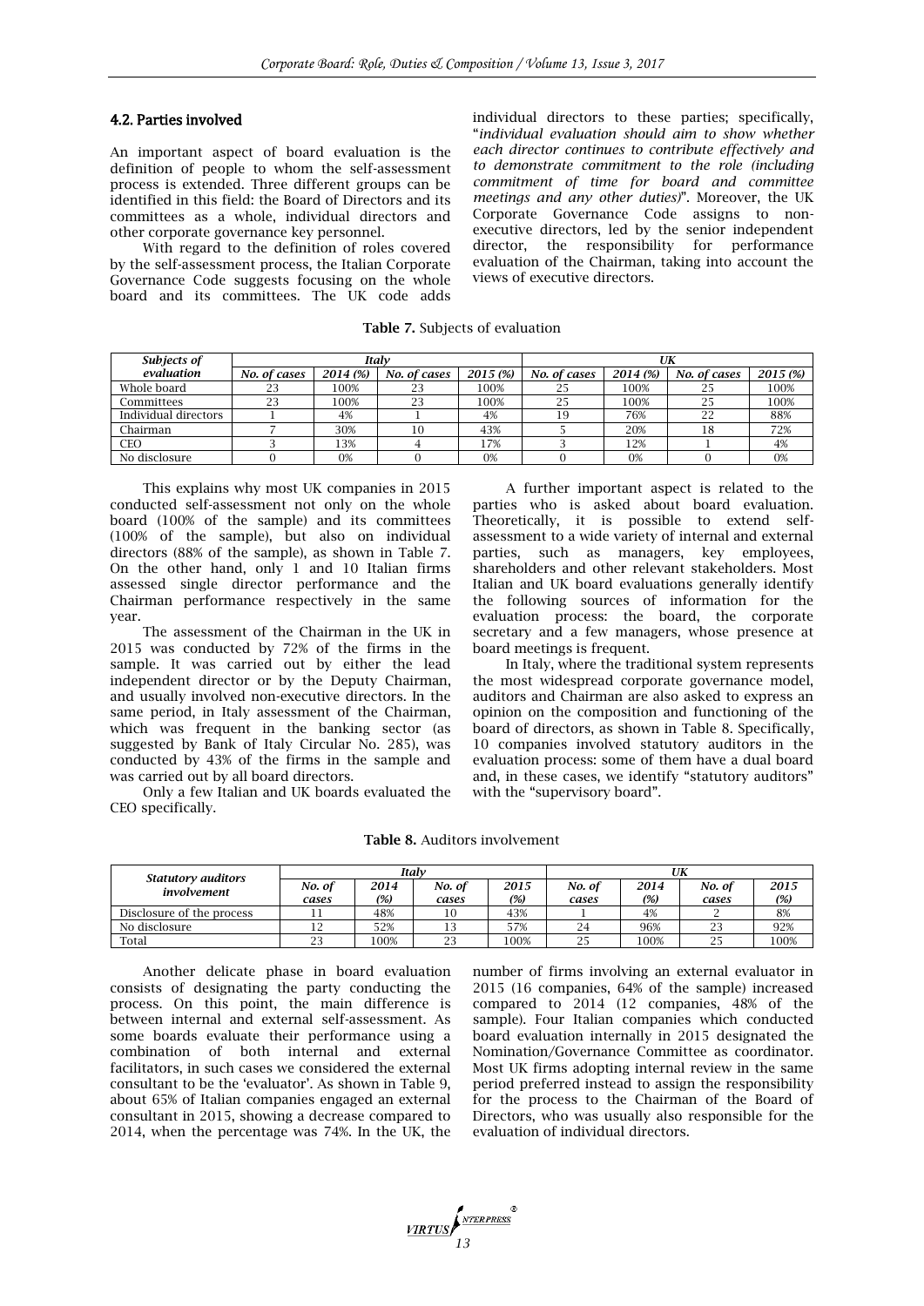### 4.2. Parties involved

An important aspect of board evaluation is the definition of people to whom the self-assessment process is extended. Three different groups can be identified in this field: the Board of Directors and its committees as a whole, individual directors and other corporate governance key personnel.

With regard to the definition of roles covered by the self-assessment process, the Italian Corporate Governance Code suggests focusing on the whole board and its committees. The UK code adds individual directors to these parties; specifically, "*individual evaluation should aim to show whether each director continues to contribute effectively and to demonstrate commitment to the role (including commitment of time for board and committee meetings and any other duties)*". Moreover, the UK Corporate Governance Code assigns to non-executive directors, led by the senior independent director, the responsibility for performance evaluation of the Chairman, taking into account the views of executive directors.

**Table 7.** Subjects of evaluation

| Subjects of evaluation | Italy | | | | UK | | | |
|---|---|---|---|---|---|---|---|---|
| | No. of cases | 2014 (%) | No. of cases | 2015 (%) | No. of cases | 2014 (%) | No. of cases | 2015 (%) |
| Whole board | 23 | 100% | 23 | 100% | 25 | 100% | 25 | 100% |
| Committees | 23 | 100% | 23 | 100% | 25 | 100% | 25 | 100% |
| Individual directors | 1 | 4% | 1 | 4% | 19 | 76% | 22 | 88% |
| Chairman | 7 | 30% | 10 | 43% | 5 | 20% | 18 | 72% |
| CEO | 3 | 13% | 4 | 17% | 3 | 12% | 1 | 4% |
| No disclosure | 0 | 0% | 0 | 0% | 0 | 0% | 0 | 0% |

This explains why most UK companies in 2015 conducted self-assessment not only on the whole board (100% of the sample) and its committees (100% of the sample), but also on individual directors (88% of the sample), as shown in Table 7. On the other hand, only 1 and 10 Italian firms assessed single director performance and the Chairman performance respectively in the same year.

The assessment of the Chairman in the UK in 2015 was conducted by 72% of the firms in the sample. It was carried out by either the lead independent director or by the Deputy Chairman, and usually involved non-executive directors. In the same period, in Italy assessment of the Chairman, which was frequent in the banking sector (as suggested by Bank of Italy Circular No. 285), was conducted by 43% of the firms in the sample and was carried out by all board directors.

Only a few Italian and UK boards evaluated the CEO specifically.

A further important aspect is related to the parties who is asked about board evaluation. Theoretically, it is possible to extend self-assessment to a wide variety of internal and external parties, such as managers, key employees, shareholders and other relevant stakeholders. Most Italian and UK board evaluations generally identify the following sources of information for the evaluation process: the board, the corporate secretary and a few managers, whose presence at board meetings is frequent.

In Italy, where the traditional system represents the most widespread corporate governance model, auditors and Chairman are also asked to express an opinion on the composition and functioning of the board of directors, as shown in Table 8. Specifically, 10 companies involved statutory auditors in the evaluation process: some of them have a dual board and, in these cases, we identify "statutory auditors" with the "supervisory board".

**Table 8.** Auditors involvement

| Statutory auditors involvement | Italy | | | | UK | | | |
|---|---|---|---|---|---|---|---|---|
| | No. of cases | 2014 (%) | No. of cases | 2015 (%) | No. of cases | 2014 (%) | No. of cases | 2015 (%) |
| Disclosure of the process | 11 | 48% | 10 | 43% | 1 | 4% | 2 | 8% |
| No disclosure | 12 | 52% | 13 | 57% | 24 | 96% | 23 | 92% |
| Total | 23 | 100% | 23 | 100% | 25 | 100% | 25 | 100% |

Another delicate phase in board evaluation consists of designating the party conducting the process. On this point, the main difference is between internal and external self-assessment. As some boards evaluate their performance using a combination of both internal and external facilitators, in such cases we considered the external consultant to be the 'evaluator'. As shown in Table 9, about 65% of Italian companies engaged an external consultant in 2015, showing a decrease compared to 2014, when the percentage was 74%. In the UK, the number of firms involving an external evaluator in 2015 (16 companies, 64% of the sample) increased compared to 2014 (12 companies, 48% of the sample). Four Italian companies which conducted board evaluation internally in 2015 designated the Nomination/Governance Committee as coordinator. Most UK firms adopting internal review in the same period preferred instead to assign the responsibility for the process to the Chairman of the Board of Directors, who was usually also responsible for the evaluation of individual directors.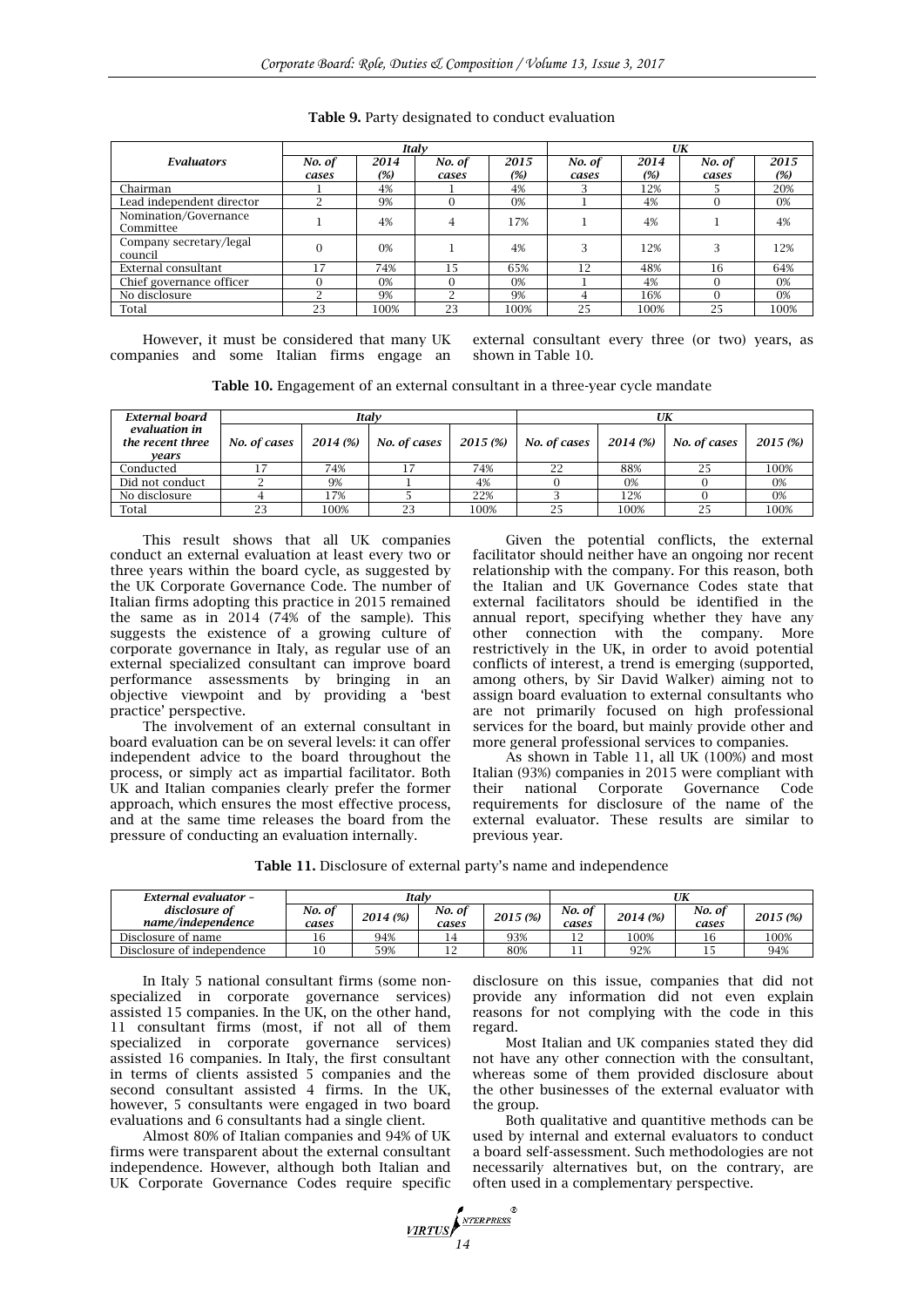**Table 9.** Party designated to conduct evaluation

| Evaluators | Italy | | | | UK | | | |
|---|---|---|---|---|---|---|---|---|
| | No. of cases | 2014 (%) | No. of cases | 2015 (%) | No. of cases | 2014 (%) | No. of cases | 2015 (%) |
| Chairman | 1 | 4% | 1 | 4% | 3 | 12% | 5 | 20% |
| Lead independent director | 2 | 9% | 0 | 0% | 1 | 4% | 0 | 0% |
| Nomination/Governance Committee | 1 | 4% | 4 | 17% | 1 | 4% | 1 | 4% |
| Company secretary/legal council | 0 | 0% | 1 | 4% | 3 | 12% | 3 | 12% |
| External consultant | 17 | 74% | 15 | 65% | 12 | 48% | 16 | 64% |
| Chief governance officer | 0 | 0% | 0 | 0% | 1 | 4% | 0 | 0% |
| No disclosure | 2 | 9% | 2 | 9% | 4 | 16% | 0 | 0% |
| Total | 23 | 100% | 23 | 100% | 25 | 100% | 25 | 100% |

However, it must be considered that many UK companies and some Italian firms engage an external consultant every three (or two) years, as shown in Table 10.

**Table 10.** Engagement of an external consultant in a three-year cycle mandate

| External board evaluation in the recent three years | Italy | | | | UK | | | |
|---|---|---|---|---|---|---|---|---|
| | No. of cases | 2014 (%) | No. of cases | 2015 (%) | No. of cases | 2014 (%) | No. of cases | 2015 (%) |
| Conducted | 17 | 74% | 17 | 74% | 22 | 88% | 25 | 100% |
| Did not conduct | 2 | 9% | 1 | 4% | 0 | 0% | 0 | 0% |
| No disclosure | 4 | 17% | 5 | 22% | 3 | 12% | 0 | 0% |
| Total | 23 | 100% | 23 | 100% | 25 | 100% | 25 | 100% |

This result shows that all UK companies conduct an external evaluation at least every two or three years within the board cycle, as suggested by the UK Corporate Governance Code. The number of Italian firms adopting this practice in 2015 remained the same as in 2014 (74% of the sample). This suggests the existence of a growing culture of corporate governance in Italy, as regular use of an external specialized consultant can improve board performance assessments by bringing in an objective viewpoint and by providing a 'best practice' perspective.

The involvement of an external consultant in board evaluation can be on several levels: it can offer independent advice to the board throughout the process, or simply act as impartial facilitator. Both UK and Italian companies clearly prefer the former approach, which ensures the most effective process, and at the same time releases the board from the pressure of conducting an evaluation internally.

Given the potential conflicts, the external facilitator should neither have an ongoing nor recent relationship with the company. For this reason, both the Italian and UK Governance Codes state that external facilitators should be identified in the annual report, specifying whether they have any other connection with the company. More restrictively in the UK, in order to avoid potential conflicts of interest, a trend is emerging (supported, among others, by Sir David Walker) aiming not to assign board evaluation to external consultants who are not primarily focused on high professional services for the board, but mainly provide other and more general professional services to companies.

As shown in Table 11, all UK (100%) and most Italian (93%) companies in 2015 were compliant with their national Corporate Governance Code requirements for disclosure of the name of the external evaluator. These results are similar to previous year.

**Table 11.** Disclosure of external party's name and independence

| External evaluator – disclosure of name/independence | Italy | | | | UK | | | |
|---|---|---|---|---|---|---|---|---|
| | No. of cases | 2014 (%) | No. of cases | 2015 (%) | No. of cases | 2014 (%) | No. of cases | 2015 (%) |
| Disclosure of name | 16 | 94% | 14 | 93% | 12 | 100% | 16 | 100% |
| Disclosure of independence | 10 | 59% | 12 | 80% | 11 | 92% | 15 | 94% |

In Italy 5 national consultant firms (some non-specialized in corporate governance services) assisted 15 companies. In the UK, on the other hand, 11 consultant firms (most, if not all of them specialized in corporate governance services) assisted 16 companies. In Italy, the first consultant in terms of clients assisted 5 companies and the second consultant assisted 4 firms. In the UK, however, 5 consultants were engaged in two board evaluations and 6 consultants had a single client.

Almost 80% of Italian companies and 94% of UK firms were transparent about the external consultant independence. However, although both Italian and UK Corporate Governance Codes require specific disclosure on this issue, companies that did not provide any information did not even explain reasons for not complying with the code in this regard.

Most Italian and UK companies stated they did not have any other connection with the consultant, whereas some of them provided disclosure about the other businesses of the external evaluator with the group.

Both qualitative and quantitive methods can be used by internal and external evaluators to conduct a board self-assessment. Such methodologies are not necessarily alternatives but, on the contrary, are often used in a complementary perspective.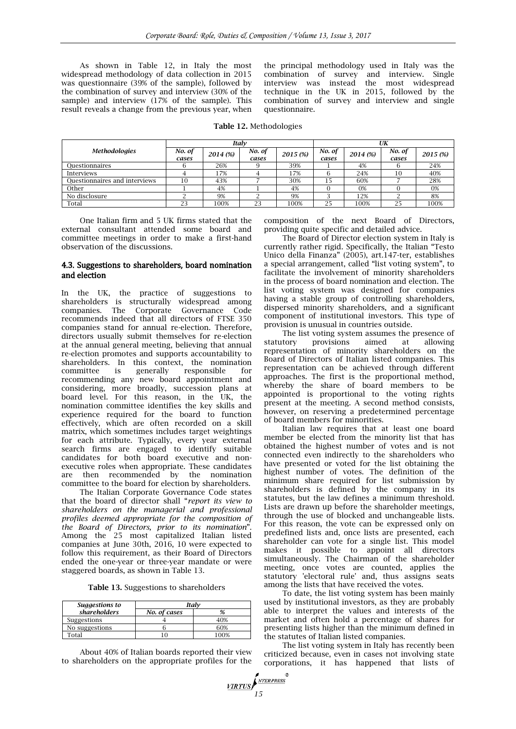As shown in Table 12, in Italy the most widespread methodology of data collection in 2015 was questionnaire (39% of the sample), followed by the combination of survey and interview (30% of the sample) and interview (17% of the sample). This result reveals a change from the previous year, when the principal methodology used in Italy was the combination of survey and interview. Single interview was instead the most widespread technique in the UK in 2015, followed by the combination of survey and interview and single questionnaire.

**Table 12.** Methodologies

| *Methodologies* | *Italy* | | | | *UK* | | | |
|---|---|---|---|---|---|---|---|---|
| | *No. of cases* | *2014 (%)* | *No. of cases* | *2015 (%)* | *No. of cases* | *2014 (%)* | *No. of cases* | *2015 (%)* |
| Questionnaires | 6 | 26% | 9 | 39% | 1 | 4% | 6 | 24% |
| Interviews | 4 | 17% | 4 | 17% | 6 | 24% | 10 | 40% |
| Questionnaires and interviews | 10 | 43% | 7 | 30% | 15 | 60% | 7 | 28% |
| Other | 1 | 4% | 1 | 4% | 0 | 0% | 0 | 0% |
| No disclosure | 2 | 9% | 2 | 9% | 3 | 12% | 2 | 8% |
| Total | 23 | 100% | 23 | 100% | 25 | 100% | 25 | 100% |

One Italian firm and 5 UK firms stated that the external consultant attended some board and committee meetings in order to make a first-hand observation of the discussions.

### 4.3. Suggestions to shareholders, board nomination and election

In the UK, the practice of suggestions to shareholders is structurally widespread among companies. The Corporate Governance Code recommends indeed that all directors of FTSE 350 companies stand for annual re-election. Therefore, directors usually submit themselves for re-election at the annual general meeting, believing that annual re-election promotes and supports accountability to shareholders. In this context, the nomination committee is generally responsible for recommending any new board appointment and considering, more broadly, succession plans at board level. For this reason, in the UK, the nomination committee identifies the key skills and experience required for the board to function effectively, which are often recorded on a skill matrix, which sometimes includes target weightings for each attribute. Typically, every year external search firms are engaged to identify suitable candidates for both board executive and non-executive roles when appropriate. These candidates are then recommended by the nomination committee to the board for election by shareholders.

The Italian Corporate Governance Code states that the board of director shall "*report its view to shareholders on the managerial and professional profiles deemed appropriate for the composition of the Board of Directors, prior to its nomination*". Among the 25 most capitalized Italian listed companies at June 30th, 2016, 10 were expected to follow this requirement, as their Board of Directors ended the one-year or three-year mandate or were staggered boards, as shown in Table 13.

**Table 13.** Suggestions to shareholders

| *Suggestions to shareholders* | *Italy* | |
|---|---|---|
| | *No. of cases* | *%* |
| Suggestions | 4 | 40% |
| No suggestions | 6 | 60% |
| Total | 10 | 100% |

About 40% of Italian boards reported their view to shareholders on the appropriate profiles for the composition of the next Board of Directors, providing quite specific and detailed advice.

The Board of Director election system in Italy is currently rather rigid. Specifically, the Italian "Testo Unico della Finanza" (2005), art.147-ter, establishes a special arrangement, called "list voting system", to facilitate the involvement of minority shareholders in the process of board nomination and election. The list voting system was designed for companies having a stable group of controlling shareholders, dispersed minority shareholders, and a significant component of institutional investors. This type of provision is unusual in countries outside.

The list voting system assumes the presence of statutory provisions aimed at allowing representation of minority shareholders on the Board of Directors of Italian listed companies. This representation can be achieved through different approaches. The first is the proportional method, whereby the share of board members to be appointed is proportional to the voting rights present at the meeting. A second method consists, however, on reserving a predetermined percentage of board members for minorities.

Italian law requires that at least one board member be elected from the minority list that has obtained the highest number of votes and is not connected even indirectly to the shareholders who have presented or voted for the list obtaining the highest number of votes. The definition of the minimum share required for list submission by shareholders is defined by the company in its statutes, but the law defines a minimum threshold. Lists are drawn up before the shareholder meetings, through the use of blocked and unchangeable lists. For this reason, the vote can be expressed only on predefined lists and, once lists are presented, each shareholder can vote for a single list. This model makes it possible to appoint all directors simultaneously. The Chairman of the shareholder meeting, once votes are counted, applies the statutory 'electoral rule' and, thus assigns seats among the lists that have received the votes.

To date, the list voting system has been mainly used by institutional investors, as they are probably able to interpret the values and interests of the market and often hold a percentage of shares for presenting lists higher than the minimum defined in the statutes of Italian listed companies.

The list voting system in Italy has recently been criticized because, even in cases not involving state corporations, it has happened that lists of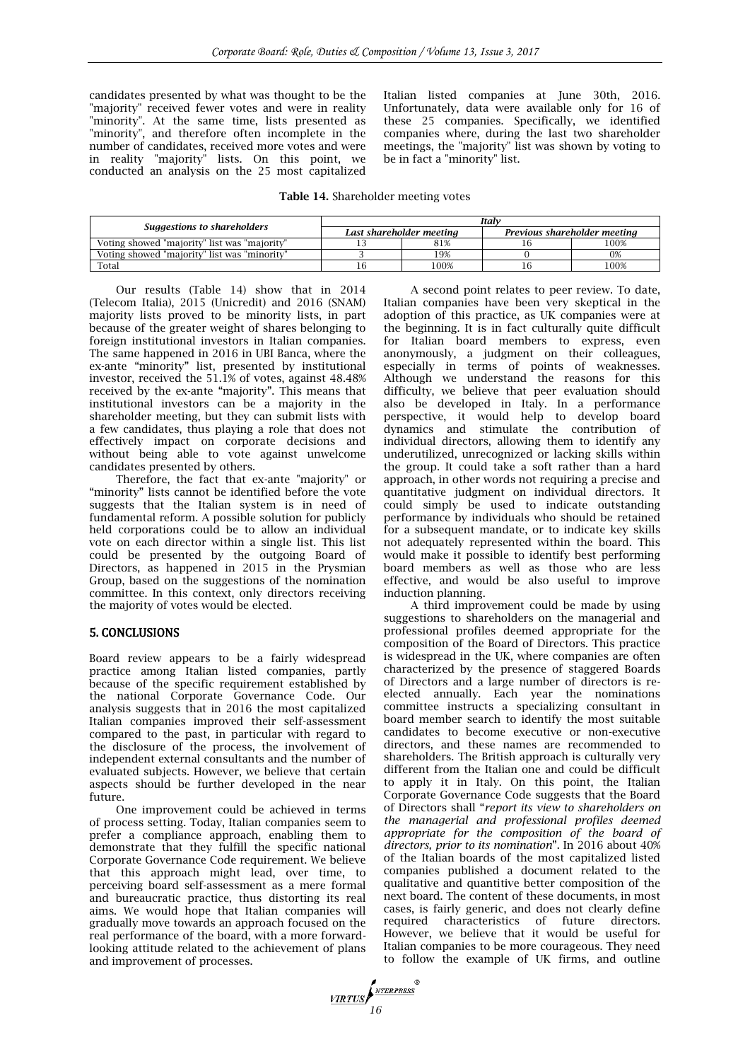candidates presented by what was thought to be the "majority" received fewer votes and were in reality "minority". At the same time, lists presented as "minority", and therefore often incomplete in the number of candidates, received more votes and were in reality "majority" lists. On this point, we conducted an analysis on the 25 most capitalized Italian listed companies at June 30th, 2016. Unfortunately, data were available only for 16 of these 25 companies. Specifically, we identified companies where, during the last two shareholder meetings, the "majority" list was shown by voting to be in fact a "minority" list.

**Table 14.** Shareholder meeting votes

| *Suggestions to shareholders* | *Italy* | | | |
|---|---|---|---|---|
| | *Last shareholder meeting* | | *Previous shareholder meeting* | |
| Voting showed "majority" list was "majority" | 13 | 81% | 16 | 100% |
| Voting showed "majority" list was "minority" | 3 | 19% | 0 | 0% |
| Total | 16 | 100% | 16 | 100% |

Our results (Table 14) show that in 2014 (Telecom Italia), 2015 (Unicredit) and 2016 (SNAM) majority lists proved to be minority lists, in part because of the greater weight of shares belonging to foreign institutional investors in Italian companies. The same happened in 2016 in UBI Banca, where the ex-ante "minority" list, presented by institutional investor, received the 51.1% of votes, against 48.48% received by the ex-ante "majority". This means that institutional investors can be a majority in the shareholder meeting, but they can submit lists with a few candidates, thus playing a role that does not effectively impact on corporate decisions and without being able to vote against unwelcome candidates presented by others.

Therefore, the fact that ex-ante "majority" or "minority" lists cannot be identified before the vote suggests that the Italian system is in need of fundamental reform. A possible solution for publicly held corporations could be to allow an individual vote on each director within a single list. This list could be presented by the outgoing Board of Directors, as happened in 2015 in the Prysmian Group, based on the suggestions of the nomination committee. In this context, only directors receiving the majority of votes would be elected.

## 5. CONCLUSIONS

Board review appears to be a fairly widespread practice among Italian listed companies, partly because of the specific requirement established by the national Corporate Governance Code. Our analysis suggests that in 2016 the most capitalized Italian companies improved their self-assessment compared to the past, in particular with regard to the disclosure of the process, the involvement of independent external consultants and the number of evaluated subjects. However, we believe that certain aspects should be further developed in the near future.

One improvement could be achieved in terms of process setting. Today, Italian companies seem to prefer a compliance approach, enabling them to demonstrate that they fulfill the specific national Corporate Governance Code requirement. We believe that this approach might lead, over time, to perceiving board self-assessment as a mere formal and bureaucratic practice, thus distorting its real aims. We would hope that Italian companies will gradually move towards an approach focused on the real performance of the board, with a more forward-looking attitude related to the achievement of plans and improvement of processes.

A second point relates to peer review. To date, Italian companies have been very skeptical in the adoption of this practice, as UK companies were at the beginning. It is in fact culturally quite difficult for Italian board members to express, even anonymously, a judgment on their colleagues, especially in terms of points of weaknesses. Although we understand the reasons for this difficulty, we believe that peer evaluation should also be developed in Italy. In a performance perspective, it would help to develop board dynamics and stimulate the contribution of individual directors, allowing them to identify any underutilized, unrecognized or lacking skills within the group. It could take a soft rather than a hard approach, in other words not requiring a precise and quantitative judgment on individual directors. It could simply be used to indicate outstanding performance by individuals who should be retained for a subsequent mandate, or to indicate key skills not adequately represented within the board. This would make it possible to identify best performing board members as well as those who are less effective, and would be also useful to improve induction planning.

A third improvement could be made by using suggestions to shareholders on the managerial and professional profiles deemed appropriate for the composition of the Board of Directors. This practice is widespread in the UK, where companies are often characterized by the presence of staggered Boards of Directors and a large number of directors is re-elected annually. Each year the nominations committee instructs a specializing consultant in board member search to identify the most suitable candidates to become executive or non-executive directors, and these names are recommended to shareholders. The British approach is culturally very different from the Italian one and could be difficult to apply it in Italy. On this point, the Italian Corporate Governance Code suggests that the Board of Directors shall "*report its view to shareholders on the managerial and professional profiles deemed appropriate for the composition of the board of directors, prior to its nomination*". In 2016 about 40% of the Italian boards of the most capitalized listed companies published a document related to the qualitative and quantitive better composition of the next board. The content of these documents, in most cases, is fairly generic, and does not clearly define required characteristics of future directors. However, we believe that it would be useful for Italian companies to be more courageous. They need to follow the example of UK firms, and outline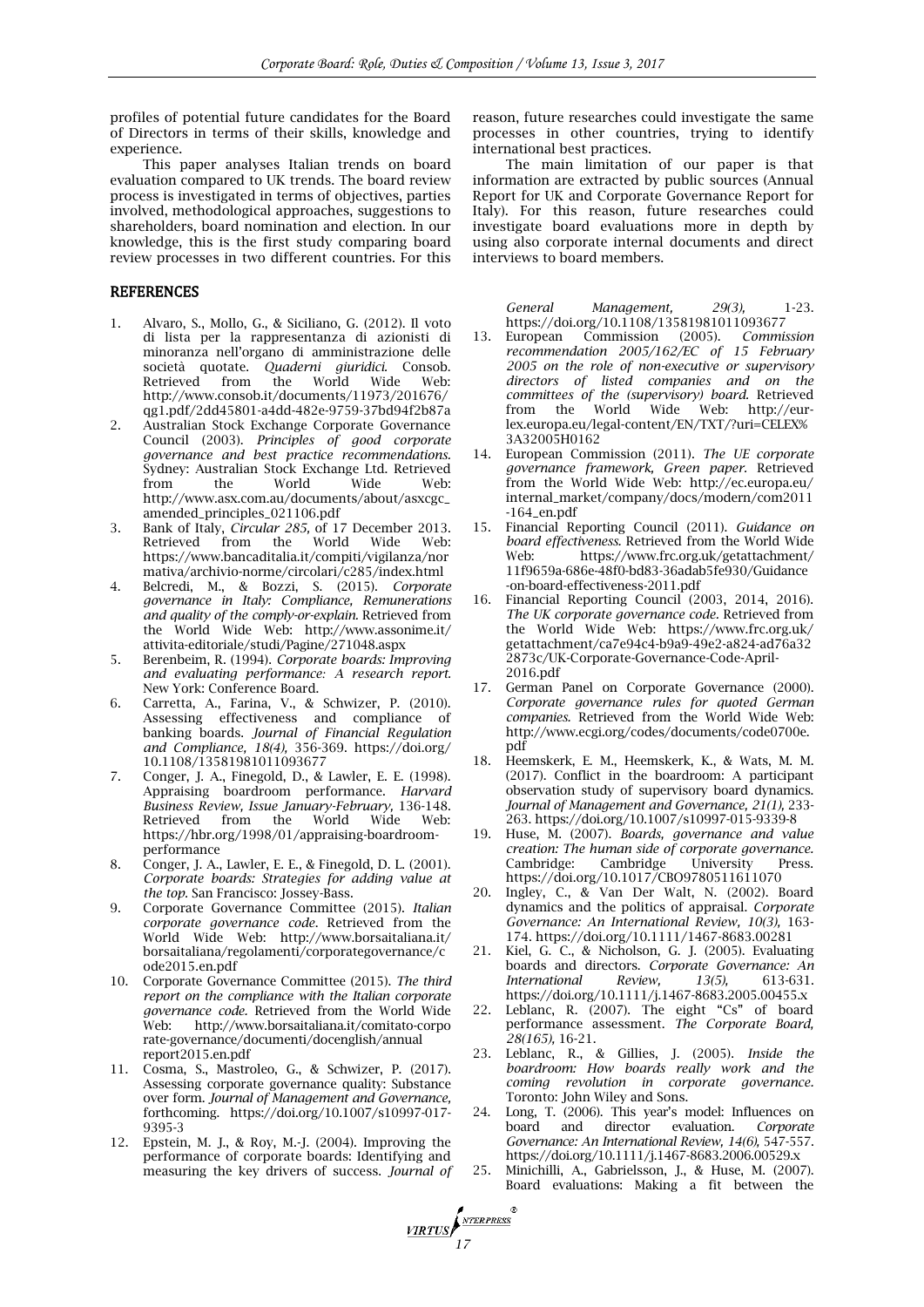profiles of potential future candidates for the Board of Directors in terms of their skills, knowledge and experience.

This paper analyses Italian trends on board evaluation compared to UK trends. The board review process is investigated in terms of objectives, parties involved, methodological approaches, suggestions to shareholders, board nomination and election. In our knowledge, this is the first study comparing board review processes in two different countries. For this reason, future researches could investigate the same processes in other countries, trying to identify international best practices.

The main limitation of our paper is that information are extracted by public sources (Annual Report for UK and Corporate Governance Report for Italy). For this reason, future researches could investigate board evaluations more in depth by using also corporate internal documents and direct interviews to board members.

## REFERENCES

1. Alvaro, S., Mollo, G., & Siciliano, G. (2012). Il voto di lista per la rappresentanza di azionisti di minoranza nell'organo di amministrazione delle società quotate. *Quaderni giuridici*. Consob. Retrieved from the World Wide Web: http://www.consob.it/documents/11973/201676/qg1.pdf/2dd45801-a4dd-482e-9759-37bd94f2b87a
2. Australian Stock Exchange Corporate Governance Council (2003). *Principles of good corporate governance and best practice recommendations*. Sydney: Australian Stock Exchange Ltd. Retrieved from the World Wide Web: http://www.asx.com.au/documents/about/asxcgc_amended_principles_021106.pdf
3. Bank of Italy, *Circular 285,* of 17 December 2013. Retrieved from the World Wide Web: https://www.bancaditalia.it/compiti/vigilanza/normativa/archivio-norme/circolari/c285/index.html
4. Belcredi, M., & Bozzi, S. (2015). *Corporate governance in Italy: Compliance, Remunerations and quality of the comply-or-explain*. Retrieved from the World Wide Web: http://www.assonime.it/attivita-editoriale/studi/Pagine/271048.aspx
5. Berenbeim, R. (1994). *Corporate boards: Improving and evaluating performance: A research report*. New York: Conference Board.
6. Carretta, A., Farina, V., & Schwizer, P. (2010). Assessing effectiveness and compliance of banking boards. *Journal of Financial Regulation and Compliance, 18(4),* 356-369. https://doi.org/10.1108/13581981011093677
7. Conger, J. A., Finegold, D., & Lawler, E. E. (1998). Appraising boardroom performance. *Harvard Business Review, Issue January-February,* 136-148. Retrieved from the World Wide Web: https://hbr.org/1998/01/appraising-boardroom-performance
8. Conger, J. A., Lawler, E. E., & Finegold, D. L. (2001). *Corporate boards: Strategies for adding value at the top*. San Francisco: Jossey-Bass.
9. Corporate Governance Committee (2015). *Italian corporate governance code*. Retrieved from the World Wide Web: http://www.borsaitaliana.it/borsaitaliana/regolamenti/corporategovernance/code2015.en.pdf
10. Corporate Governance Committee (2015). *The third report on the compliance with the Italian corporate governance code*. Retrieved from the World Wide Web: http://www.borsaitaliana.it/comitato-corporate-governance/documenti/docenglish/annualreport2015.en.pdf
11. Cosma, S., Mastroleo, G., & Schwizer, P. (2017). Assessing corporate governance quality: Substance over form. *Journal of Management and Governance,* forthcoming. https://doi.org/10.1007/s10997-017-9395-3
12. Epstein, M. J., & Roy, M.-J. (2004). Improving the performance of corporate boards: Identifying and measuring the key drivers of success. *Journal of General Management, 29(3),* 1-23. https://doi.org/10.1108/13581981011093677
13. European Commission (2005). *Commission recommendation 2005/162/EC of 15 February 2005 on the role of non-executive or supervisory directors of listed companies and on the committees of the (supervisory) board*. Retrieved from the World Wide Web: http://eur-lex.europa.eu/legal-content/EN/TXT/?uri=CELEX%3A32005H0162
14. European Commission (2011). *The UE corporate governance framework, Green paper*. Retrieved from the World Wide Web: http://ec.europa.eu/internal_market/company/docs/modern/com2011-164_en.pdf
15. Financial Reporting Council (2011). *Guidance on board effectiveness*. Retrieved from the World Wide Web: https://www.frc.org.uk/getattachment/11f9659a-686e-48f0-bd83-36adab5fe930/Guidance-on-board-effectiveness-2011.pdf
16. Financial Reporting Council (2003, 2014, 2016). *The UK corporate governance code*. Retrieved from the World Wide Web: https://www.frc.org.uk/getattachment/ca7e94c4-b9a9-49e2-a824-ad76a322873c/UK-Corporate-Governance-Code-April-2016.pdf
17. German Panel on Corporate Governance (2000). *Corporate governance rules for quoted German companies*. Retrieved from the World Wide Web: http://www.ecgi.org/codes/documents/code0700e.pdf
18. Heemskerk, E. M., Heemskerk, K., & Wats, M. M. (2017). Conflict in the boardroom: A participant observation study of supervisory board dynamics. *Journal of Management and Governance, 21(1),* 233-263. https://doi.org/10.1007/s10997-015-9339-8
19. Huse, M. (2007). *Boards, governance and value creation: The human side of corporate governance*. Cambridge: Cambridge University Press. https://doi.org/10.1017/CBO9780511611070
20. Ingley, C., & Van Der Walt, N. (2002). Board dynamics and the politics of appraisal. *Corporate Governance: An International Review, 10(3),* 163-174. https://doi.org/10.1111/1467-8683.00281
21. Kiel, G. C., & Nicholson, G. J. (2005). Evaluating boards and directors. *Corporate Governance: An International Review, 13(5),* 613-631. https://doi.org/10.1111/j.1467-8683.2005.00455.x
22. Leblanc, R. (2007). The eight "Cs" of board performance assessment. *The Corporate Board, 28(165),* 16-21.
23. Leblanc, R., & Gillies, J. (2005). *Inside the boardroom: How boards really work and the coming revolution in corporate governance*. Toronto: John Wiley and Sons.
24. Long, T. (2006). This year's model: Influences on board and director evaluation. *Corporate Governance: An International Review, 14(6),* 547-557. https://doi.org/10.1111/j.1467-8683.2006.00529.x
25. Minichilli, A., Gabrielsson, J., & Huse, M. (2007). Board evaluations: Making a fit between the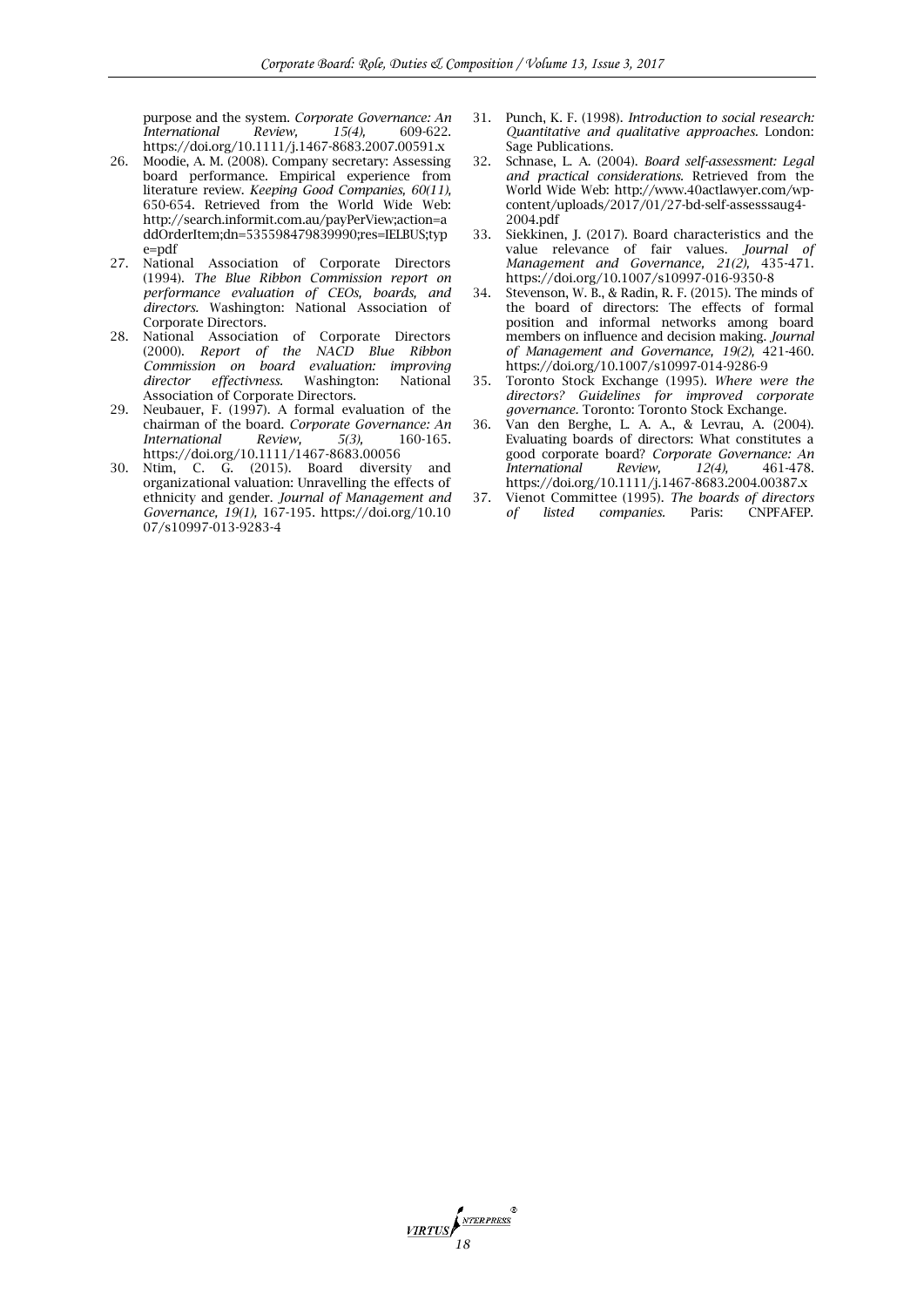purpose and the system. *Corporate Governance: An International Review, 15(4),* 609-622. https://doi.org/10.1111/j.1467-8683.2007.00591.x

26. Moodie, A. M. (2008). Company secretary: Assessing board performance. Empirical experience from literature review. *Keeping Good Companies, 60(11),* 650-654. Retrieved from the World Wide Web: http://search.informit.com.au/payPerView;action=addOrderItem;dn=535598479839990;res=IELBUS;type=pdf
27. National Association of Corporate Directors (1994). *The Blue Ribbon Commission report on performance evaluation of CEOs, boards, and directors.* Washington: National Association of Corporate Directors.
28. National Association of Corporate Directors (2000). *Report of the NACD Blue Ribbon Commission on board evaluation: improving director effectivness.* Washington: National Association of Corporate Directors.
29. Neubauer, F. (1997). A formal evaluation of the chairman of the board. *Corporate Governance: An International Review, 5(3),* 160-165. https://doi.org/10.1111/1467-8683.00056
30. Ntim, C. G. (2015). Board diversity and organizational valuation: Unravelling the effects of ethnicity and gender. *Journal of Management and Governance, 19(1),* 167-195. https://doi.org/10.1007/s10997-013-9283-4
31. Punch, K. F. (1998). *Introduction to social research: Quantitative and qualitative approaches.* London: Sage Publications.
32. Schnase, L. A. (2004). *Board self-assessment: Legal and practical considerations.* Retrieved from the World Wide Web: http://www.40actlawyer.com/wp-content/uploads/2017/01/27-bd-self-assesssaug4-2004.pdf
33. Siekkinen, J. (2017). Board characteristics and the value relevance of fair values. *Journal of Management and Governance, 21(2),* 435-471. https://doi.org/10.1007/s10997-016-9350-8
34. Stevenson, W. B., & Radin, R. F. (2015). The minds of the board of directors: The effects of formal position and informal networks among board members on influence and decision making. *Journal of Management and Governance, 19(2),* 421-460. https://doi.org/10.1007/s10997-014-9286-9
35. Toronto Stock Exchange (1995). *Where were the directors? Guidelines for improved corporate governance.* Toronto: Toronto Stock Exchange.
36. Van den Berghe, L. A. A., & Levrau, A. (2004). Evaluating boards of directors: What constitutes a good corporate board? *Corporate Governance: An International Review, 12(4),* 461-478. https://doi.org/10.1111/j.1467-8683.2004.00387.x
37. Vienot Committee (1995). *The boards of directors of listed companies.* Paris: CNPFAFEP.